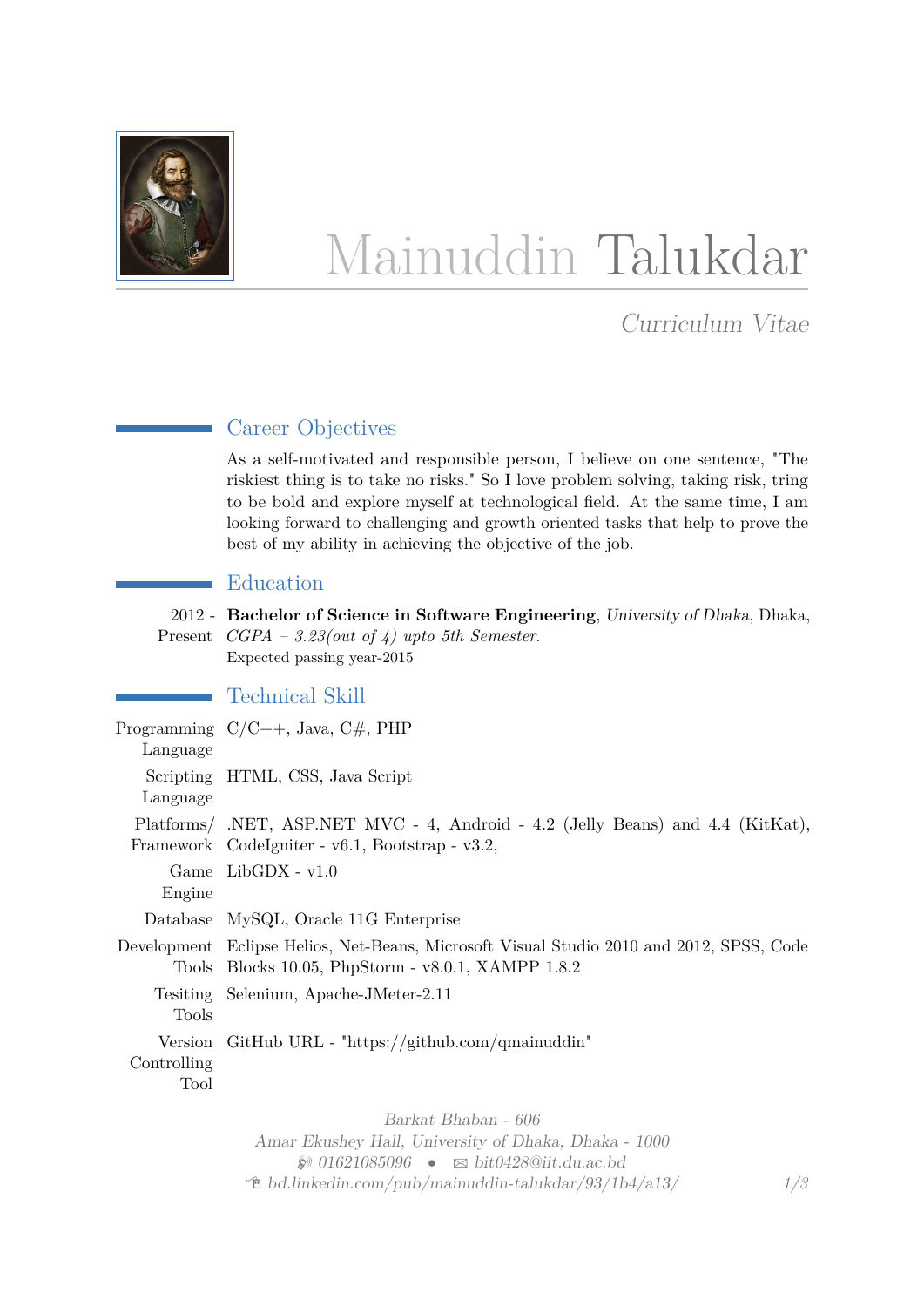# Mainuddin Talukdar

*Curriculum Vitae*

## Career Objectives

As a self-motivated and responsible person, I believe on one sentence, "The riskiest thing is to take no risks." So I love problem solving, taking risk, tring to be bold and explore myself at technological field. At the same time, I am looking forward to challenging and growth oriented tasks that help to prove the best of my ability in achieving the objective of the job.

## Education

2012 - Present **Bachelor of Science in Software Engineering**, *University of Dhaka*, Dhaka, *CGPA – 3.23(out of 4) upto 5th Semester.*
Expected passing year-2015

## Technical Skill

| | |
|---|---|
| Programming Language | C/C++, Java, C#, PHP |
| Scripting Language | HTML, CSS, Java Script |
| Platforms/ Framework | .NET, ASP.NET MVC - 4, Android - 4.2 (Jelly Beans) and 4.4 (KitKat), CodeIgniter - v6.1, Bootstrap - v3.2, |
| Game Engine | LibGDX - v1.0 |
| Database | MySQL, Oracle 11G Enterprise |
| Development Tools | Eclipse Helios, Net-Beans, Microsoft Visual Studio 2010 and 2012, SPSS, Code Blocks 10.05, PhpStorm - v8.0.1, XAMPP 1.8.2 |
| Tesiting Tools | Selenium, Apache-JMeter-2.11 |
| Version Controlling Tool | GitHub URL - "https://github.com/qmainuddin" |

*Barkat Bhaban - 606*
*Amar Ekushey Hall, University of Dhaka, Dhaka - 1000*
*01621085096 • bit0428@iit.du.ac.bd*
*bd.linkedin.com/pub/mainuddin-talukdar/93/1b4/a13/*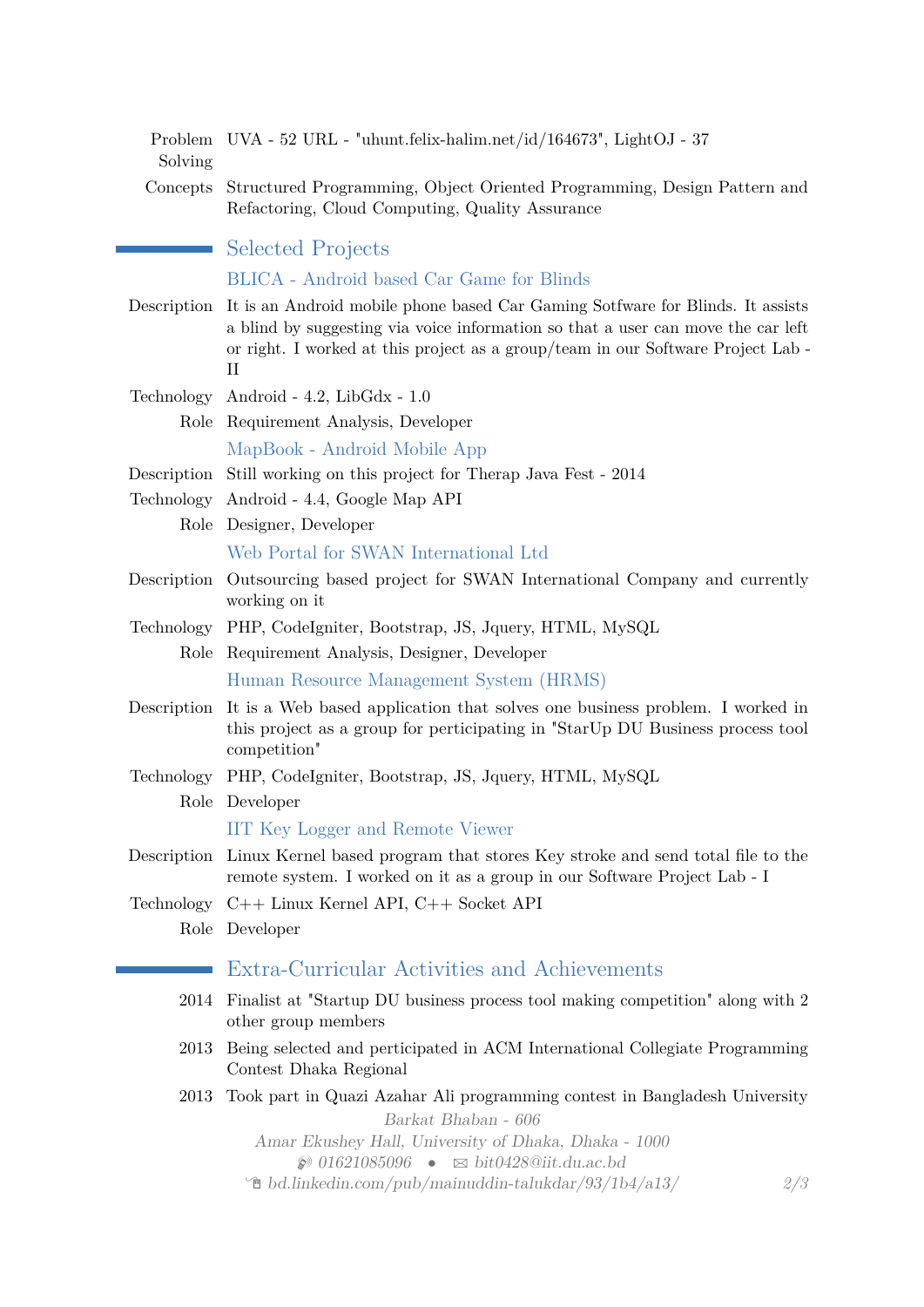**Problem Solving** UVA - 52 URL - "uhunt.felix-halim.net/id/164673", LightOJ - 37

**Concepts** Structured Programming, Object Oriented Programming, Design Pattern and Refactoring, Cloud Computing, Quality Assurance

## Selected Projects

### BLICA - Android based Car Game for Blinds

**Description** It is an Android mobile phone based Car Gaming Sotfware for Blinds. It assists a blind by suggesting via voice information so that a user can move the car left or right. I worked at this project as a group/team in our Software Project Lab - II

**Technology** Android - 4.2, LibGdx - 1.0

**Role** Requirement Analysis, Developer

### MapBook - Android Mobile App

**Description** Still working on this project for Therap Java Fest - 2014

**Technology** Android - 4.4, Google Map API

**Role** Designer, Developer

### Web Portal for SWAN International Ltd

**Description** Outsourcing based project for SWAN International Company and currently working on it

**Technology** PHP, CodeIgniter, Bootstrap, JS, Jquery, HTML, MySQL

**Role** Requirement Analysis, Designer, Developer

### Human Resource Management System (HRMS)

**Description** It is a Web based application that solves one business problem. I worked in this project as a group for perticipating in "StarUp DU Business process tool competition"

**Technology** PHP, CodeIgniter, Bootstrap, JS, Jquery, HTML, MySQL

**Role** Developer

### IIT Key Logger and Remote Viewer

**Description** Linux Kernel based program that stores Key stroke and send total file to the remote system. I worked on it as a group in our Software Project Lab - I

**Technology** C++ Linux Kernel API, C++ Socket API

**Role** Developer

## Extra-Curricular Activities and Achievements

**2014** Finalist at "Startup DU business process tool making competition" along with 2 other group members

**2013** Being selected and perticipated in ACM International Collegiate Programming Contest Dhaka Regional

**2013** Took part in Quazi Azahar Ali programming contest in Bangladesh University

*Barkat Bhaban - 606*
*Amar Ekushey Hall, University of Dhaka, Dhaka - 1000*
*01621085096 • bit0428@iit.du.ac.bd*
*bd.linkedin.com/pub/mainuddin-talukdar/93/1b4/a13/*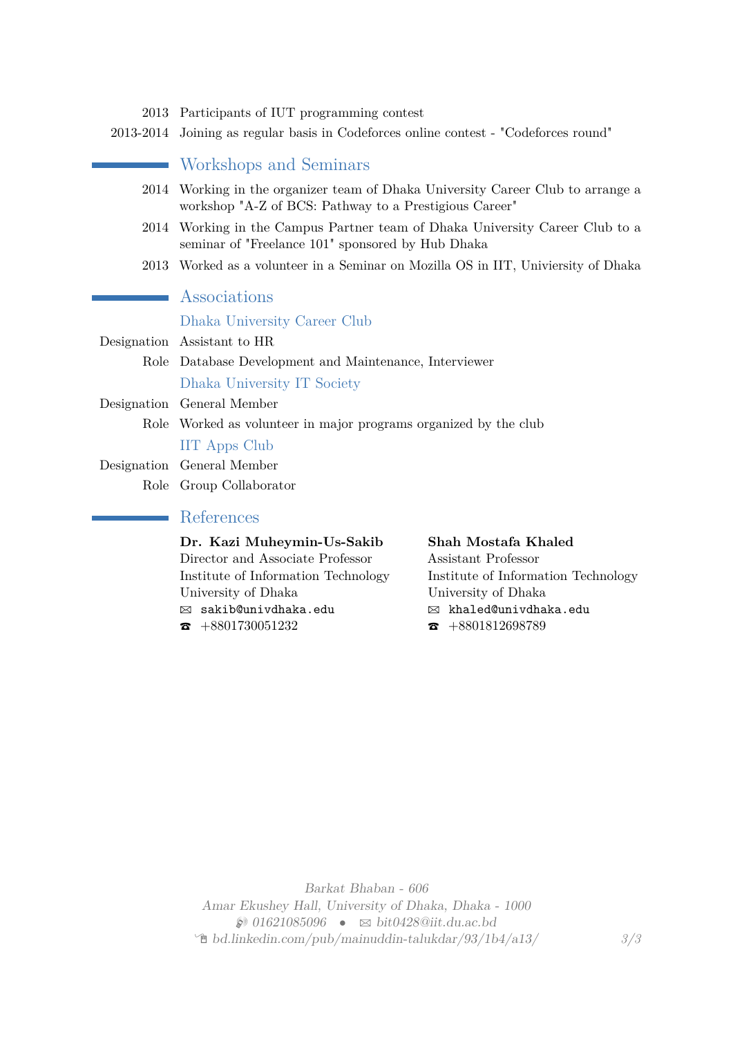2013 Participants of IUT programming contest

2013-2014 Joining as regular basis in Codeforces online contest - "Codeforces round"

## Workshops and Seminars

2014 Working in the organizer team of Dhaka University Career Club to arrange a workshop "A-Z of BCS: Pathway to a Prestigious Career"

2014 Working in the Campus Partner team of Dhaka University Career Club to a seminar of "Freelance 101" sponsored by Hub Dhaka

2013 Worked as a volunteer in a Seminar on Mozilla OS in IIT, Univiersity of Dhaka

## Associations

### Dhaka University Career Club

Designation Assistant to HR

Role Database Development and Maintenance, Interviewer

### Dhaka University IT Society

Designation General Member

Role Worked as volunteer in major programs organized by the club

### IIT Apps Club

Designation General Member

Role Group Collaborator

## References

**Dr. Kazi Muheymin-Us-Sakib**
Director and Associate Professor
Institute of Information Technology
University of Dhaka
✉ sakib@univdhaka.edu
☎ +8801730051232

**Shah Mostafa Khaled**
Assistant Professor
Institute of Information Technology
University of Dhaka
✉ khaled@univdhaka.edu
☎ +8801812698789

*Barkat Bhaban - 606*
*Amar Ekushey Hall, University of Dhaka, Dhaka - 1000*
*01621085096 • bit0428@iit.du.ac.bd*
*bd.linkedin.com/pub/mainuddin-talukdar/93/1b4/a13/*